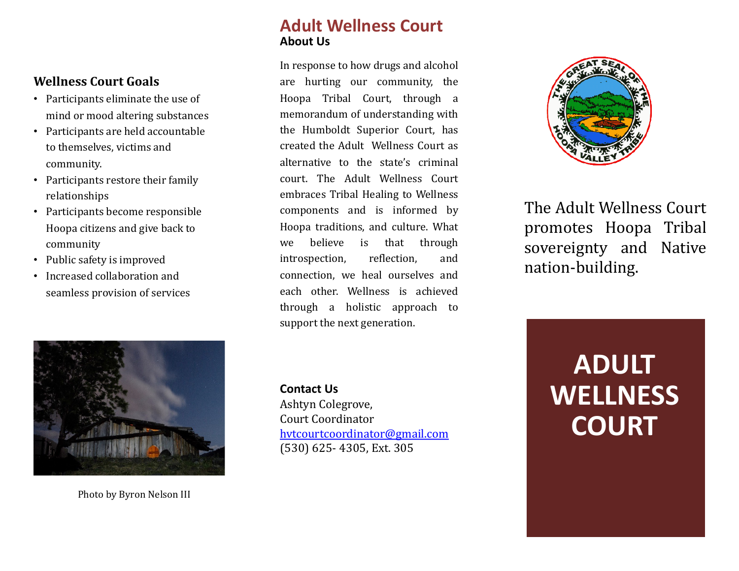## Wellness Court Goals

- Participants eliminate the use of mind or mood altering substances
- Participants are held accountable to themselves, victims and community.
- Participants restore their family relationships
- Participants become responsible Hoopa citizens and give back to community
- Public safety is improved
- Increased collaboration and seamless provision of services

Photo by Byron Nelson III

# Adult Wellness Court

### About Us

In response to how drugs and alcohol are hurting our community, the Hoopa Tribal Court, through a memorandum of understanding with the Humboldt Superior Court, has created the Adult Wellness Court as alternative to the state's criminal court. The Adult Wellness Court embraces Tribal Healing to Wellness components and is informed by Hoopa traditions, and culture. What we believe is that through introspection, reflection, and connection, we heal ourselves and each other. Wellness is achieved through a holistic approach to support the next generation.

### Contact Us

Ashtyn Colegrove,
Court Coordinator
hvtcourtcoordinator@gmail.com
(530) 625- 4305, Ext. 305

THE GREAT SEAL OF THE HOOPA VALLEY TRIBE

The Adult Wellness Court promotes Hoopa Tribal sovereignty and Native nation-building.

# ADULT WELLNESS COURT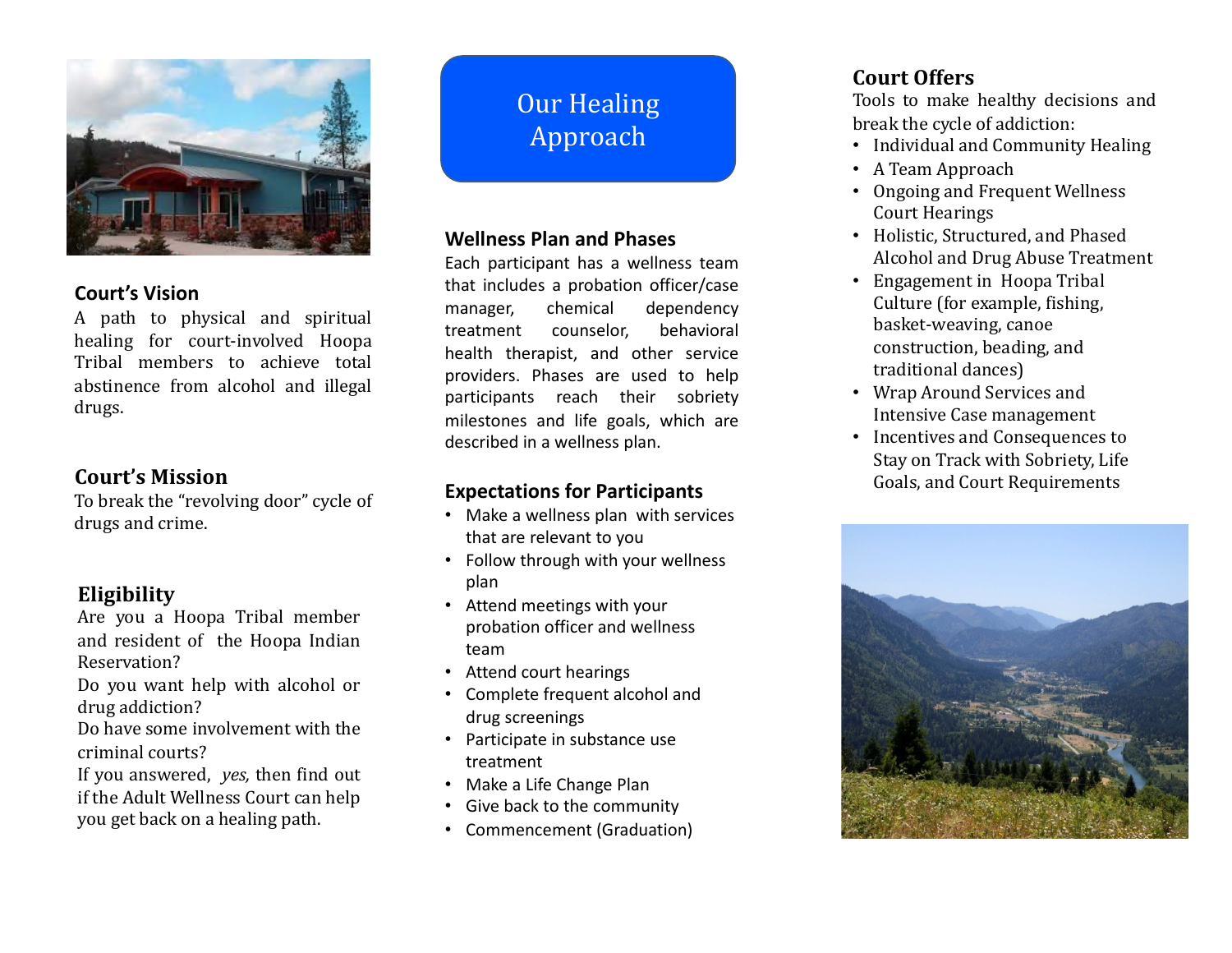## Court's Vision

A path to physical and spiritual healing for court-involved Hoopa Tribal members to achieve total abstinence from alcohol and illegal drugs.

## Court's Mission

To break the "revolving door" cycle of drugs and crime.

## Eligibility

Are you a Hoopa Tribal member and resident of the Hoopa Indian Reservation?

Do you want help with alcohol or drug addiction?

Do have some involvement with the criminal courts?

If you answered, *yes,* then find out if the Adult Wellness Court can help you get back on a healing path.

# Our Healing Approach

## Wellness Plan and Phases

Each participant has a wellness team that includes a probation officer/case manager, chemical dependency treatment counselor, behavioral health therapist, and other service providers. Phases are used to help participants reach their sobriety milestones and life goals, which are described in a wellness plan.

## Expectations for Participants

- Make a wellness plan with services that are relevant to you
- Follow through with your wellness plan
- Attend meetings with your probation officer and wellness team
- Attend court hearings
- Complete frequent alcohol and drug screenings
- Participate in substance use treatment
- Make a Life Change Plan
- Give back to the community
- Commencement (Graduation)

## Court Offers

Tools to make healthy decisions and break the cycle of addiction:

- Individual and Community Healing
- A Team Approach
- Ongoing and Frequent Wellness Court Hearings
- Holistic, Structured, and Phased Alcohol and Drug Abuse Treatment
- Engagement in Hoopa Tribal Culture (for example, fishing, basket-weaving, canoe construction, beading, and traditional dances)
- Wrap Around Services and Intensive Case management
- Incentives and Consequences to Stay on Track with Sobriety, Life Goals, and Court Requirements